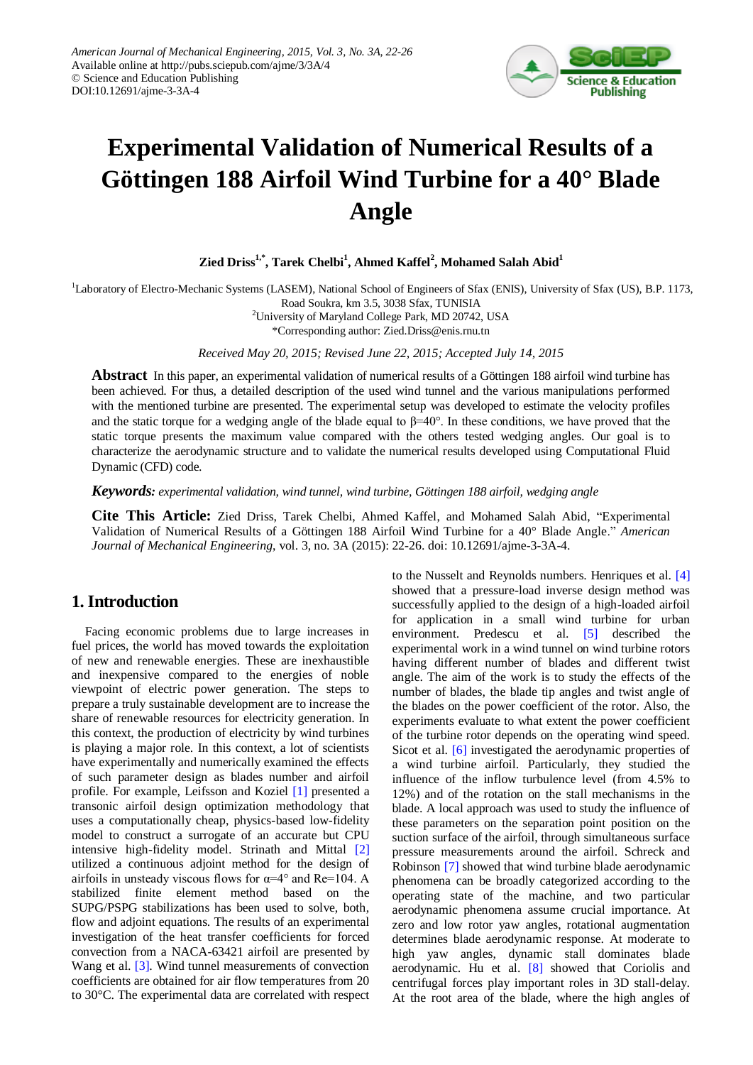# Experimental Validation of Numerical Results of a Göttingen 188 Airfoil Wind Turbine for a 40° Blade Angle

**Zied Driss[1,*], Tarek Chelbi[1], Ahmed Kaffel[2], Mohamed Salah Abid[1]**

[1]Laboratory of Electro-Mechanic Systems (LASEM), National School of Engineers of Sfax (ENIS), University of Sfax (US), B.P. 1173, Road Soukra, km 3.5, 3038 Sfax, TUNISIA

[2]University of Maryland College Park, MD 20742, USA

*Corresponding author: Zied.Driss@enis.rnu.tn

*Received May 20, 2015; Revised June 22, 2015; Accepted July 14, 2015*

**Abstract** In this paper, an experimental validation of numerical results of a Göttingen 188 airfoil wind turbine has been achieved. For thus, a detailed description of the used wind tunnel and the various manipulations performed with the mentioned turbine are presented. The experimental setup was developed to estimate the velocity profiles and the static torque for a wedging angle of the blade equal to $\beta$=40°. In these conditions, we have proved that the static torque presents the maximum value compared with the others tested wedging angles. Our goal is to characterize the aerodynamic structure and to validate the numerical results developed using Computational Fluid Dynamic (CFD) code.

***Keywords:*** *experimental validation, wind tunnel, wind turbine, Göttingen 188 airfoil, wedging angle*

**Cite This Article:** Zied Driss, Tarek Chelbi, Ahmed Kaffel, and Mohamed Salah Abid, "Experimental Validation of Numerical Results of a Göttingen 188 Airfoil Wind Turbine for a 40° Blade Angle." *American Journal of Mechanical Engineering*, vol. 3, no. 3A (2015): 22-26. doi: 10.12691/ajme-3-3A-4.

## 1. Introduction

Facing economic problems due to large increases in fuel prices, the world has moved towards the exploitation of new and renewable energies. These are inexhaustible and inexpensive compared to the energies of noble viewpoint of electric power generation. The steps to prepare a truly sustainable development are to increase the share of renewable resources for electricity generation. In this context, the production of electricity by wind turbines is playing a major role. In this context, a lot of scientists have experimentally and numerically examined the effects of such parameter design as blades number and airfoil profile. For example, Leifsson and Koziel [1] presented a transonic airfoil design optimization methodology that uses a computationally cheap, physics-based low-fidelity model to construct a surrogate of an accurate but CPU intensive high-fidelity model. Strinath and Mittal [2] utilized a continuous adjoint method for the design of airfoils in unsteady viscous flows for $\alpha$=4° and Re=104. A stabilized finite element method based on the SUPG/PSPG stabilizations has been used to solve, both, flow and adjoint equations. The results of an experimental investigation of the heat transfer coefficients for forced convection from a NACA-63421 airfoil are presented by Wang et al. [3]. Wind tunnel measurements of convection coefficients are obtained for air flow temperatures from 20 to 30°C. The experimental data are correlated with respect to the Nusselt and Reynolds numbers. Henriques et al. [4] showed that a pressure-load inverse design method was successfully applied to the design of a high-loaded airfoil for application in a small wind turbine for urban environment. Predescu et al. [5] described the experimental work in a wind tunnel on wind turbine rotors having different number of blades and different twist angle. The aim of the work is to study the effects of the number of blades, the blade tip angles and twist angle of the blades on the power coefficient of the rotor. Also, the experiments evaluate to what extent the power coefficient of the turbine rotor depends on the operating wind speed. Sicot et al. [6] investigated the aerodynamic properties of a wind turbine airfoil. Particularly, they studied the influence of the inflow turbulence level (from 4.5% to 12%) and of the rotation on the stall mechanisms in the blade. A local approach was used to study the influence of these parameters on the separation point position on the suction surface of the airfoil, through simultaneous surface pressure measurements around the airfoil. Schreck and Robinson [7] showed that wind turbine blade aerodynamic phenomena can be broadly categorized according to the operating state of the machine, and two particular aerodynamic phenomena assume crucial importance. At zero and low rotor yaw angles, rotational augmentation determines blade aerodynamic response. At moderate to high yaw angles, dynamic stall dominates blade aerodynamic. Hu et al. [8] showed that Coriolis and centrifugal forces play important roles in 3D stall-delay. At the root area of the blade, where the high angles of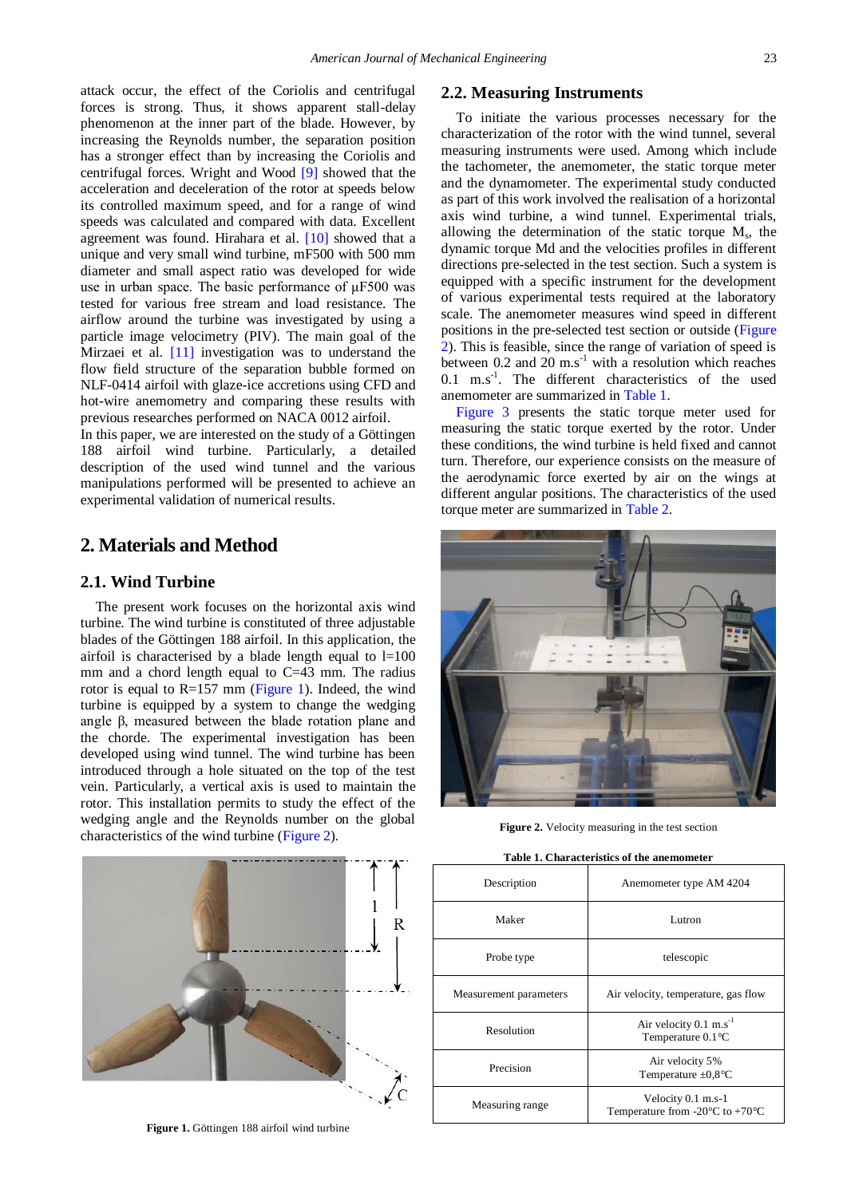attack occur, the effect of the Coriolis and centrifugal forces is strong. Thus, it shows apparent stall-delay phenomenon at the inner part of the blade. However, by increasing the Reynolds number, the separation position has a stronger effect than by increasing the Coriolis and centrifugal forces. Wright and Wood [9] showed that the acceleration and deceleration of the rotor at speeds below its controlled maximum speed, and for a range of wind speeds was calculated and compared with data. Excellent agreement was found. Hirahara et al. [10] showed that a unique and very small wind turbine, mF500 with 500 mm diameter and small aspect ratio was developed for wide use in urban space. The basic performance of µF500 was tested for various free stream and load resistance. The airflow around the turbine was investigated by using a particle image velocimetry (PIV). The main goal of the Mirzaei et al. [11] investigation was to understand the flow field structure of the separation bubble formed on NLF-0414 airfoil with glaze-ice accretions using CFD and hot-wire anemometry and comparing these results with previous researches performed on NACA 0012 airfoil.

In this paper, we are interested on the study of a Göttingen 188 airfoil wind turbine. Particularly, a detailed description of the used wind tunnel and the various manipulations performed will be presented to achieve an experimental validation of numerical results.

## 2. Materials and Method

### 2.1. Wind Turbine

The present work focuses on the horizontal axis wind turbine. The wind turbine is constituted of three adjustable blades of the Göttingen 188 airfoil. In this application, the airfoil is characterised by a blade length equal to l=100 mm and a chord length equal to C=43 mm. The radius rotor is equal to R=157 mm (Figure 1). Indeed, the wind turbine is equipped by a system to change the wedging angle β, measured between the blade rotation plane and the chorde. The experimental investigation has been developed using wind tunnel. The wind turbine has been introduced through a hole situated on the top of the test vein. Particularly, a vertical axis is used to maintain the rotor. This installation permits to study the effect of the wedging angle and the Reynolds number on the global characteristics of the wind turbine (Figure 2).

**Figure 1.** Göttingen 188 airfoil wind turbine

### 2.2. Measuring Instruments

To initiate the various processes necessary for the characterization of the rotor with the wind tunnel, several measuring instruments were used. Among which include the tachometer, the anemometer, the static torque meter and the dynamometer. The experimental study conducted as part of this work involved the realisation of a horizontal axis wind turbine, a wind tunnel. Experimental trials, allowing the determination of the static torque $M_s$, the dynamic torque Md and the velocities profiles in different directions pre-selected in the test section. Such a system is equipped with a specific instrument for the development of various experimental tests required at the laboratory scale. The anemometer measures wind speed in different positions in the pre-selected test section or outside (Figure 2). This is feasible, since the range of variation of speed is between 0.2 and 20 $m.s^{-1}$ with a resolution which reaches 0.1 $m.s^{-1}$. The different characteristics of the used anemometer are summarized in Table 1.

Figure 3 presents the static torque meter used for measuring the static torque exerted by the rotor. Under these conditions, the wind turbine is held fixed and cannot turn. Therefore, our experience consists on the measure of the aerodynamic force exerted by air on the wings at different angular positions. The characteristics of the used torque meter are summarized in Table 2.

**Figure 2.** Velocity measuring in the test section

**Table 1. Characteristics of the anemometer**

| Description | Anemometer type AM 4204 |
|---|---|
| Maker | Lutron |
| Probe type | telescopic |
| Measurement parameters | Air velocity, temperature, gas flow |
| Resolution | Air velocity 0.1 $m.s^{-1}$<br>Temperature 0.1°C |
| Precision | Air velocity 5%<br>Temperature ±0,8°C |
| Measuring range | Velocity 0.1 m.s-1<br>Temperature from -20°C to +70°C |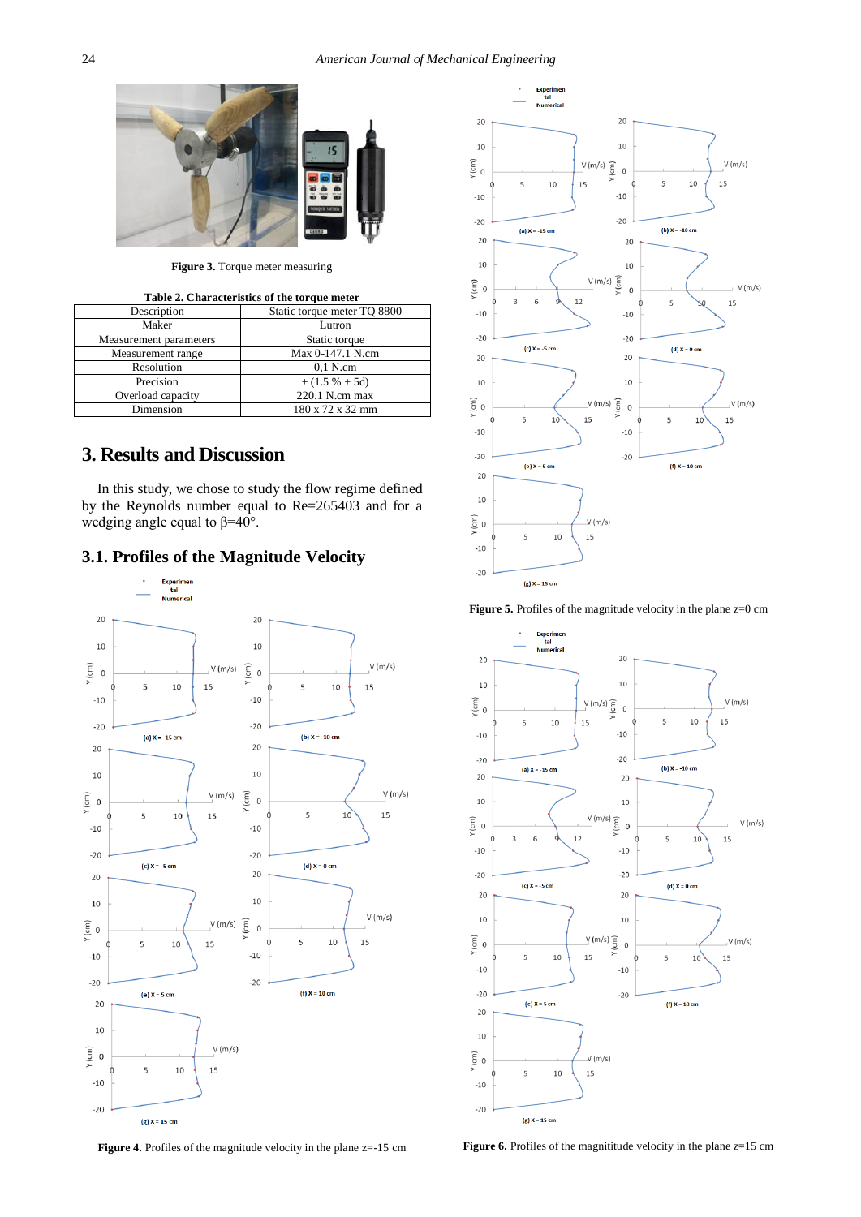**Figure 3.** Torque meter measuring

**Table 2. Characteristics of the torque meter**

| Description | Static torque meter TQ 8800 |
|---|---|
| Maker | Lutron |
| Measurement parameters | Static torque |
| Measurement range | Max 0-147.1 N.cm |
| Resolution | 0,1 N.cm |
| Precision | ± (1.5 % + 5d) |
| Overload capacity | 220.1 N.cm max |
| Dimension | 180 x 72 x 32 mm |

## 3. Results and Discussion

In this study, we chose to study the flow regime defined by the Reynolds number equal to Re=265403 and for a wedging angle equal to β=40°.

### 3.1. Profiles of the Magnitude Velocity

**Figure 4.** Profiles of the magnitude velocity in the plane z=-15 cm

**Figure 5.** Profiles of the magnitude velocity in the plane z=0 cm

**Figure 6.** Profiles of the magnititude velocity in the plane z=15 cm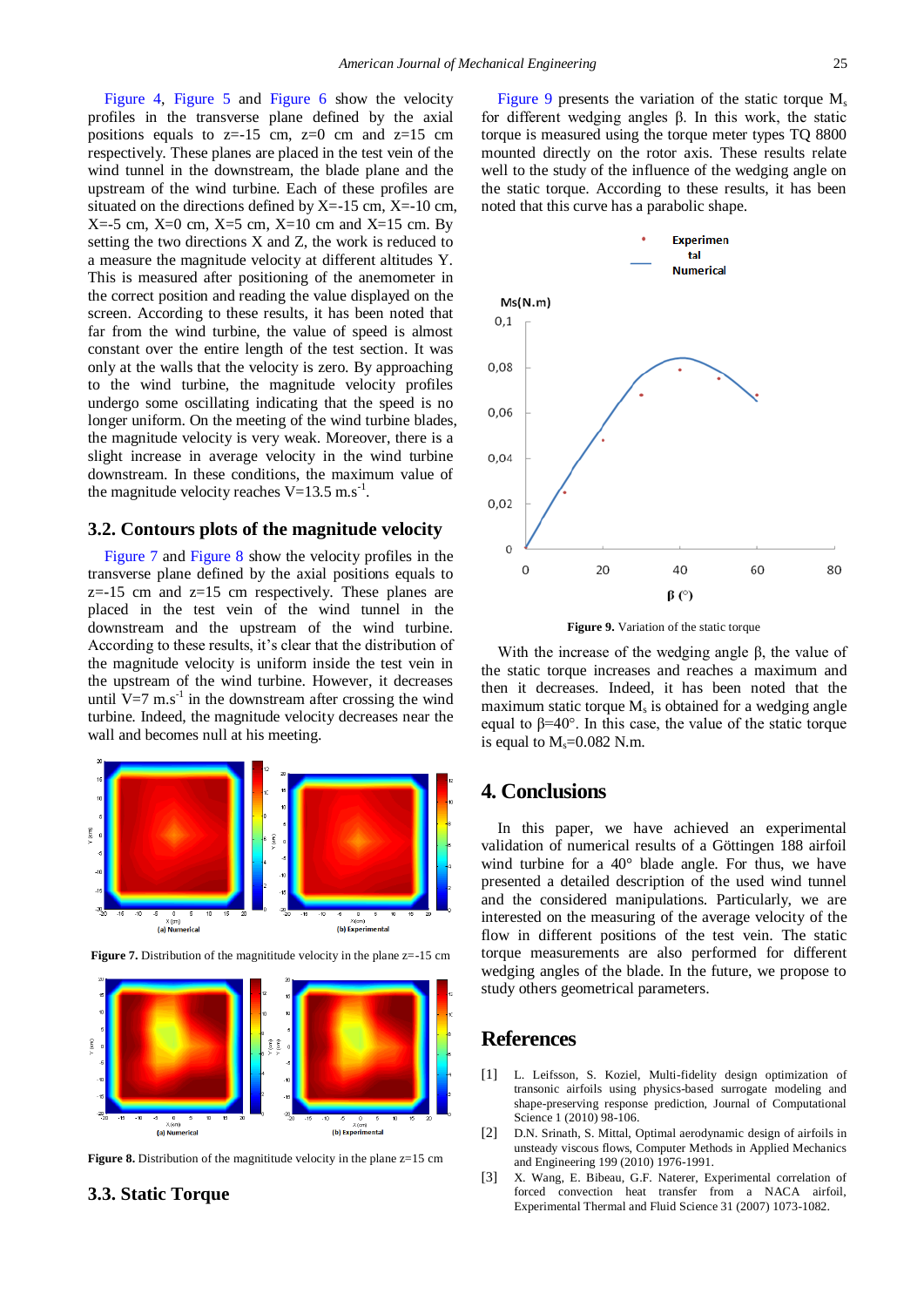Figure 4, Figure 5 and Figure 6 show the velocity profiles in the transverse plane defined by the axial positions equals to z=-15 cm, z=0 cm and z=15 cm respectively. These planes are placed in the test vein of the wind tunnel in the downstream, the blade plane and the upstream of the wind turbine. Each of these profiles are situated on the directions defined by X=-15 cm, X=-10 cm, X=-5 cm, X=0 cm, X=5 cm, X=10 cm and X=15 cm. By setting the two directions X and Z, the work is reduced to a measure the magnitude velocity at different altitudes Y. This is measured after positioning of the anemometer in the correct position and reading the value displayed on the screen. According to these results, it has been noted that far from the wind turbine, the value of speed is almost constant over the entire length of the test section. It was only at the walls that the velocity is zero. By approaching to the wind turbine, the magnitude velocity profiles undergo some oscillating indicating that the speed is no longer uniform. On the meeting of the wind turbine blades, the magnitude velocity is very weak. Moreover, there is a slight increase in average velocity in the wind turbine downstream. In these conditions, the maximum value of the magnitude velocity reaches $V=13.5\ m.s^{-1}$.

## 3.2. Contours plots of the magnitude velocity

Figure 7 and Figure 8 show the velocity profiles in the transverse plane defined by the axial positions equals to z=-15 cm and z=15 cm respectively. These planes are placed in the test vein of the wind tunnel in the downstream and the upstream of the wind turbine. According to these results, it's clear that the distribution of the magnitude velocity is uniform inside the test vein in the upstream of the wind turbine. However, it decreases until $V=7\ m.s^{-1}$ in the downstream after crossing the wind turbine. Indeed, the magnitude velocity decreases near the wall and becomes null at his meeting.

**Figure 7.** Distribution of the magnititude velocity in the plane z=-15 cm

**Figure 8.** Distribution of the magnititude velocity in the plane z=15 cm

## 3.3. Static Torque

Figure 9 presents the variation of the static torque $M_s$ for different wedging angles β. In this work, the static torque is measured using the torque meter types TQ 8800 mounted directly on the rotor axis. These results relate well to the study of the influence of the wedging angle on the static torque. According to these results, it has been noted that this curve has a parabolic shape.

**Figure 9.** Variation of the static torque

With the increase of the wedging angle β, the value of the static torque increases and reaches a maximum and then it decreases. Indeed, it has been noted that the maximum static torque $M_s$ is obtained for a wedging angle equal to β=40°. In this case, the value of the static torque is equal to $M_s=0.082$ N.m.

# 4. Conclusions

In this paper, we have achieved an experimental validation of numerical results of a Göttingen 188 airfoil wind turbine for a 40° blade angle. For thus, we have presented a detailed description of the used wind tunnel and the considered manipulations. Particularly, we are interested on the measuring of the average velocity of the flow in different positions of the test vein. The static torque measurements are also performed for different wedging angles of the blade. In the future, we propose to study others geometrical parameters.

# References

[1] L. Leifsson, S. Koziel, Multi-fidelity design optimization of transonic airfoils using physics-based surrogate modeling and shape-preserving response prediction, Journal of Computational Science 1 (2010) 98-106.

[2] D.N. Srinath, S. Mittal, Optimal aerodynamic design of airfoils in unsteady viscous flows, Computer Methods in Applied Mechanics and Engineering 199 (2010) 1976-1991.

[3] X. Wang, E. Bibeau, G.F. Naterer, Experimental correlation of forced convection heat transfer from a NACA airfoil, Experimental Thermal and Fluid Science 31 (2007) 1073-1082.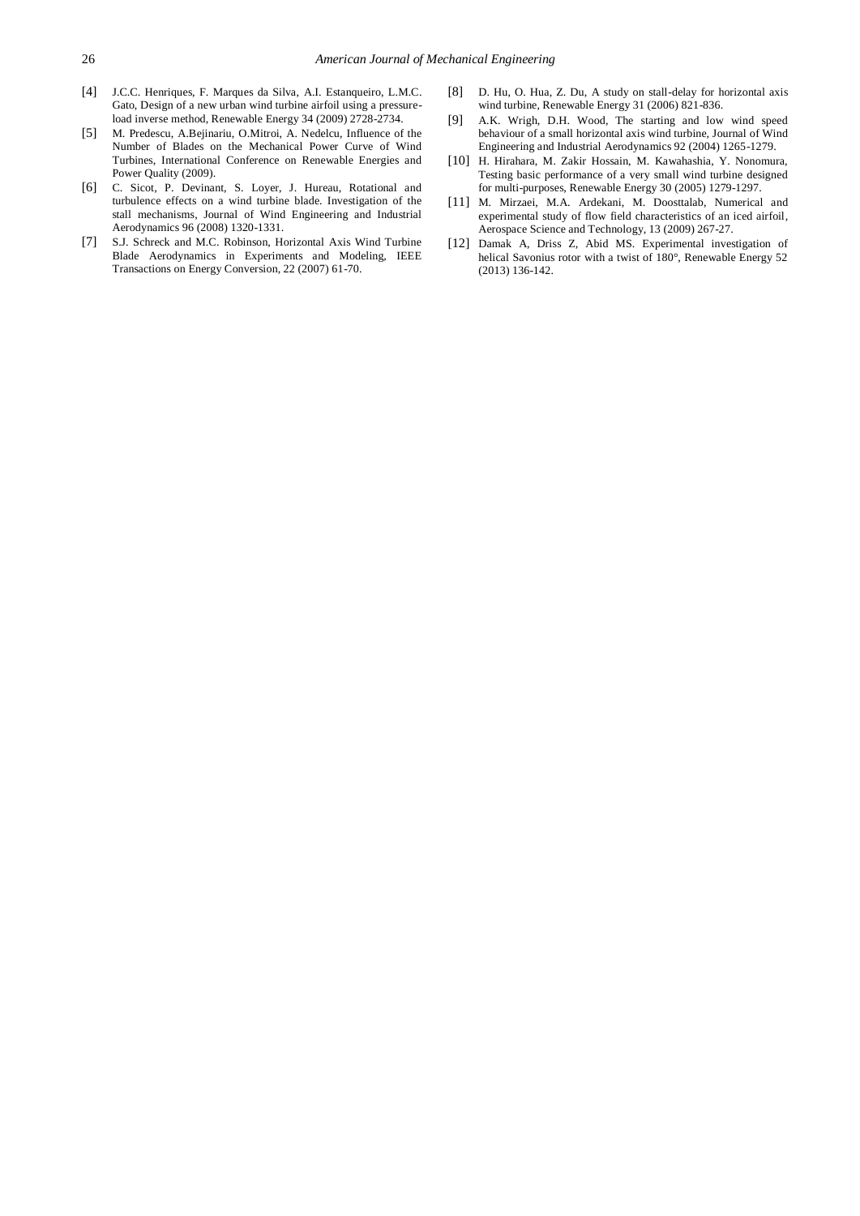[4] J.C.C. Henriques, F. Marques da Silva, A.I. Estanqueiro, L.M.C. Gato, Design of a new urban wind turbine airfoil using a pressure-load inverse method, Renewable Energy 34 (2009) 2728-2734.

[5] M. Predescu, A.Bejinariu, O.Mitroi, A. Nedelcu, Influence of the Number of Blades on the Mechanical Power Curve of Wind Turbines, International Conference on Renewable Energies and Power Quality (2009).

[6] C. Sicot, P. Devinant, S. Loyer, J. Hureau, Rotational and turbulence effects on a wind turbine blade. Investigation of the stall mechanisms, Journal of Wind Engineering and Industrial Aerodynamics 96 (2008) 1320-1331.

[7] S.J. Schreck and M.C. Robinson, Horizontal Axis Wind Turbine Blade Aerodynamics in Experiments and Modeling, IEEE Transactions on Energy Conversion, 22 (2007) 61-70.

[8] D. Hu, O. Hua, Z. Du, A study on stall-delay for horizontal axis wind turbine, Renewable Energy 31 (2006) 821-836.

[9] A.K. Wrigh, D.H. Wood, The starting and low wind speed behaviour of a small horizontal axis wind turbine, Journal of Wind Engineering and Industrial Aerodynamics 92 (2004) 1265-1279.

[10] H. Hirahara, M. Zakir Hossain, M. Kawahashia, Y. Nonomura, Testing basic performance of a very small wind turbine designed for multi-purposes, Renewable Energy 30 (2005) 1279-1297.

[11] M. Mirzaei, M.A. Ardekani, M. Doosttalab, Numerical and experimental study of flow field characteristics of an iced airfoil, Aerospace Science and Technology, 13 (2009) 267-27.

[12] Damak A, Driss Z, Abid MS. Experimental investigation of helical Savonius rotor with a twist of 180°, Renewable Energy 52 (2013) 136-142.